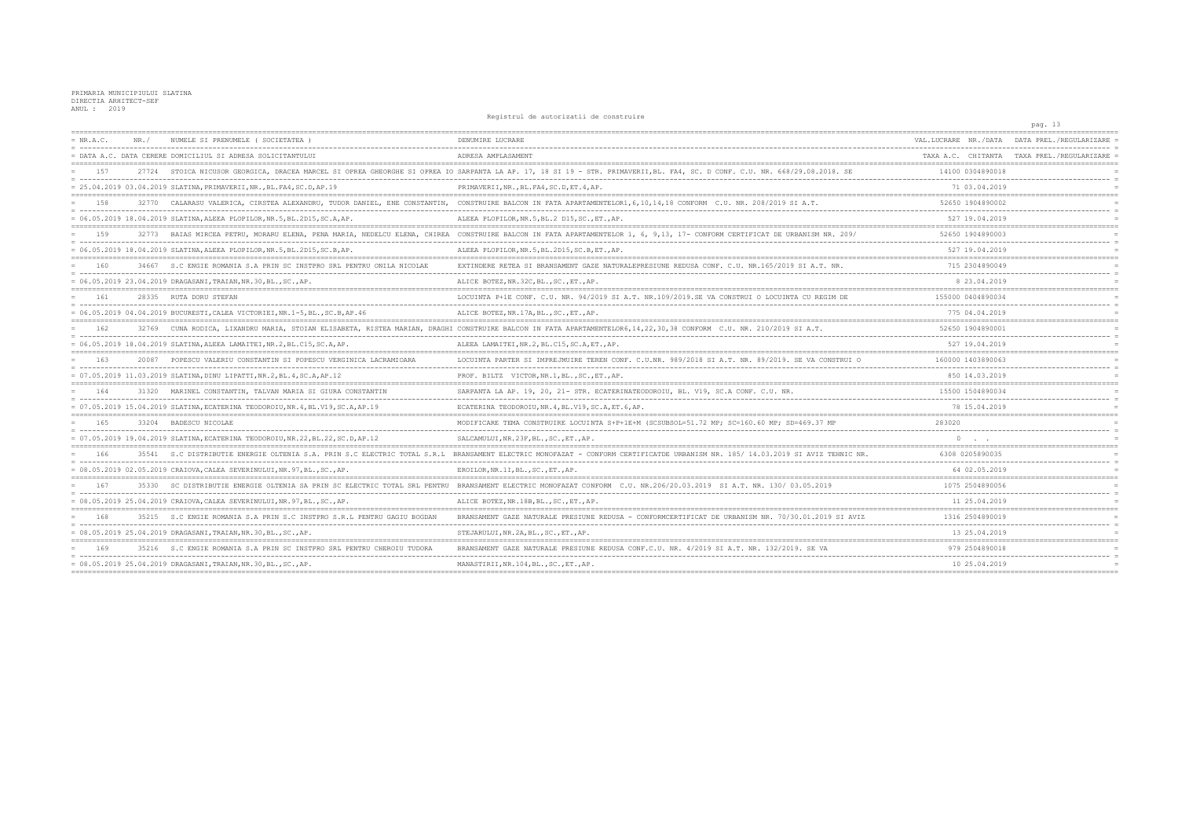PRIMARIA MUNICIPIULUI SLATINA
DIRECTIA ARHITECT-SEF
ANUL : 2019

# Registrul de autorizatii de construire

| NR.A.C. / DATA A.C. | NR./ DATA CERERE | NUMELE SI PRENUMELE ( SOCIETATEA ) / DOMICILIUL SI ADRESA SOLICITANTULUI | DENUMIRE LUCRARE / ADRESA AMPLASAMENT | VAL.LUCRARE / TAXA A.C. | NR./DATA CHITANTA | DATA PREL./REGULARIZARE / TAXA PREL./REGULARIZARE |
|---|---|---|---|---|---|---|
| 157 | 27724 | STOICA NICUSOR GEORGICA, DRACEA MARCEL SI OPREA GHEORGHE SI OPREA IO | SARPANTA LA AP. 17, 18 SI 19 - STR. PRIMAVERII,BL. FA4, SC. D CONF. C.U. NR. 668/29.08.2018. SE | 14100 | 0304890018 | |
| 25.04.2019 | 03.04.2019 | SLATINA,PRIMAVERII,NR.,BL.FA4,SC.D,AP.19 | PRIMAVERII,NR.,BL.FA4,SC.D,ET.4,AP. | 71 | 03.04.2019 | |
| 158 | 32770 | CALARASU VALERICA, CIRSTEA ALEXANDRU, TUDOR DANIEL, ENE CONSTANTIN, | CONSTRUIRE BALCON IN FATA APARTAMENTELOR1,6,10,14,18 CONFORM C.U. NR. 208/2019 SI A.T. | 52650 | 1904890002 | |
| 06.05.2019 | 18.04.2019 | SLATINA,ALEEA PLOPILOR,NR.5,BL.2D15,SC.A,AP. | ALEEA PLOPILOR,NR.5,BL.2 D15,SC.,ET.,AP. | 527 | 19.04.2019 | |
| 159 | 32773 | BAIAS MIRCEA PETRU, MORARU ELENA, PENA MARIA, NEDELCU ELENA, CHIREA | CONSTRUIRE BALCON IN FATA APARTAMENTELOR 1, 6, 9,13, 17- CONFORM CERTIFICAT DE URBANISM NR. 209/ | 52650 | 1904890003 | |
| 06.05.2019 | 18.04.2019 | SLATINA,ALEEA PLOPILOR,NR.5,BL.2D15,SC.B,AP. | ALEEA PLOPILOR,NR.5,BL.2D15,SC.B,ET.,AP. | 527 | 19.04.2019 | |
| 160 | 34667 | S.C ENGIE ROMANIA S.A PRIN SC INSTPRO SRL PENTRU ONILA NICOLAE | EXTINDERE RETEA SI BRANSAMENT GAZE NATURALEPRESIUNE REDUSA CONF. C.U. NR.165/2019 SI A.T. NR. | 715 | 2304890049 | |
| 06.05.2019 | 23.04.2019 | DRAGASANI,TRAIAN,NR.30,BL.,SC.,AP. | ALICE BOTEZ,NR.32C,BL.,SC.,ET.,AP. | 8 | 23.04.2019 | |
| 161 | 28335 | RUTA DORU STEFAN | LOCUINTA P+1E CONF. C.U. NR. 94/2019 SI A.T. NR.109/2019.SE VA CONSTRUI O LOCUINTA CU REGIM DE | 155000 | 0404890034 | |
| 06.05.2019 | 04.04.2019 | BUCURESTI,CALEA VICTORIEI,NR.1-5,BL.,SC.B,AP.46 | ALICE BOTEZ,NR.17A,BL.,SC.,ET.,AP. | 775 | 04.04.2019 | |
| 162 | 32769 | CUNA RODICA, LIXANDRU MARIA, STOIAN ELISABETA, RISTEA MARIAN, DRAGHI | CONSTRUIRE BALCON IN FATA APARTAMENTELOR6,14,22,30,38 CONFORM C.U. NR. 210/2019 SI A.T. | 52650 | 1904890001 | |
| 06.05.2019 | 18.04.2019 | SLATINA,ALEEA LAMAITEI,NR.2,BL.C15,SC.A,AP. | ALEEA LAMAITEI,NR.2,BL.C15,SC.A,ET.,AP. | 527 | 19.04.2019 | |
| 163 | 20087 | POPESCU VALERIU CONSTANTIN SI POPESCU VERGINICA LACRAMIOARA | LOCUINTA PARTER SI IMPREJMUIRE TEREN CONF. C.U.NR. 989/2018 SI A.T. NR. 89/2019. SE VA CONSTRUI O | 160000 | 1403890063 | |
| 07.05.2019 | 11.03.2019 | SLATINA,DINU LIPATTI,NR.2,BL.4,SC.A,AP.12 | PROF. BILTZ VICTOR,NR.1,BL.,SC.,ET.,AP. | 850 | 14.03.2019 | |
| 164 | 31320 | MARINEL CONSTANTIN, TALVAN MARIA SI GIURA CONSTANTIN | SARPANTA LA AP. 19, 20, 21- STR. ECATERINATEODOROIU, BL. V19, SC.A CONF. C.U. NR. | 15500 | 1504890034 | |
| 07.05.2019 | 15.04.2019 | SLATINA,ECATERINA TEODOROIU,NR.4,BL.V19,SC.A,AP.19 | ECATERINA TEODOROIU,NR.4,BL.V19,SC.A,ET.6,AP. | 78 | 15.04.2019 | |
| 165 | 33204 | BADESCU NICOLAE | MODIFICARE TEMA CONSTRUIRE LOCUINTA S+P+1E+M (SCSUBSOL=51.72 MP; SC=160.60 MP; SD=469.37 MP | 283020 | | |
| 07.05.2019 | 19.04.2019 | SLATINA,ECATERINA TEODOROIU,NR.22,BL.22,SC.D,AP.12 | SALCAMULUI,NR.23F,BL.,SC.,ET.,AP. | 0 | . . | |
| 166 | 35541 | S.C DISTRIBUTIE ENERGIE OLTENIA S.A. PRIN S.C ELECTRIC TOTAL S.R.L | BRANSAMENT ELECTRIC MONOFAZAT - CONFORM CERTIFICATDE URBANISM NR. 185/ 14.03.2019 SI AVIZ TEHNIC NR. | 6308 | 0205890035 | |
| 08.05.2019 | 02.05.2019 | CRAIOVA,CALEA SEVERINULUI,NR.97,BL.,SC.,AP. | EROILOR,NR.1I,BL.,SC.,ET.,AP. | 64 | 02.05.2019 | |
| 167 | 35330 | SC DISTRIBUTIE ENERGIE OLTENIA SA PRIN SC ELECTRIC TOTAL SRL PENTRU | BRANSAMENT ELECTRIC MONOFAZAT CONFORM C.U. NR.206/20.03.2019 SI A.T. NR. 130/ 03.05.2019 | 1075 | 2504890056 | |
| 08.05.2019 | 25.04.2019 | CRAIOVA,CALEA SEVERINULUI,NR.97,BL.,SC.,AP. | ALICE BOTEZ,NR.18B,BL.,SC.,ET.,AP. | 11 | 25.04.2019 | |
| 168 | 35215 | S.C ENGIE ROMANIA S.A PRIN S.C INSTPRO S.R.L PENTRU GAGIU BOGDAN | BRANSAMENT GAZE NATURALE PRESIUNE REDUSA - CONFORMCERTIFICAT DE URBANISM NR. 70/30.01.2019 SI AVIZ | 1316 | 2504890019 | |
| 08.05.2019 | 25.04.2019 | DRAGASANI,TRAIAN,NR.30,BL.,SC.,AP. | STEJARULUI,NR.2A,BL.,SC.,ET.,AP. | 13 | 25.04.2019 | |
| 169 | 35216 | S.C ENGIE ROMANIA S.A PRIN SC INSTPRO SRL PENTRU CHEROIU TUDORA | BRANSAMENT GAZE NATURALE PRESIUNE REDUSA CONF.C.U. NR. 4/2019 SI A.T. NR. 132/2019. SE VA | 979 | 2504890018 | |
| 08.05.2019 | 25.04.2019 | DRAGASANI,TRAIAN,NR.30,BL.,SC.,AP. | MANASTIRII,NR.104,BL.,SC.,ET.,AP. | 10 | 25.04.2019 | |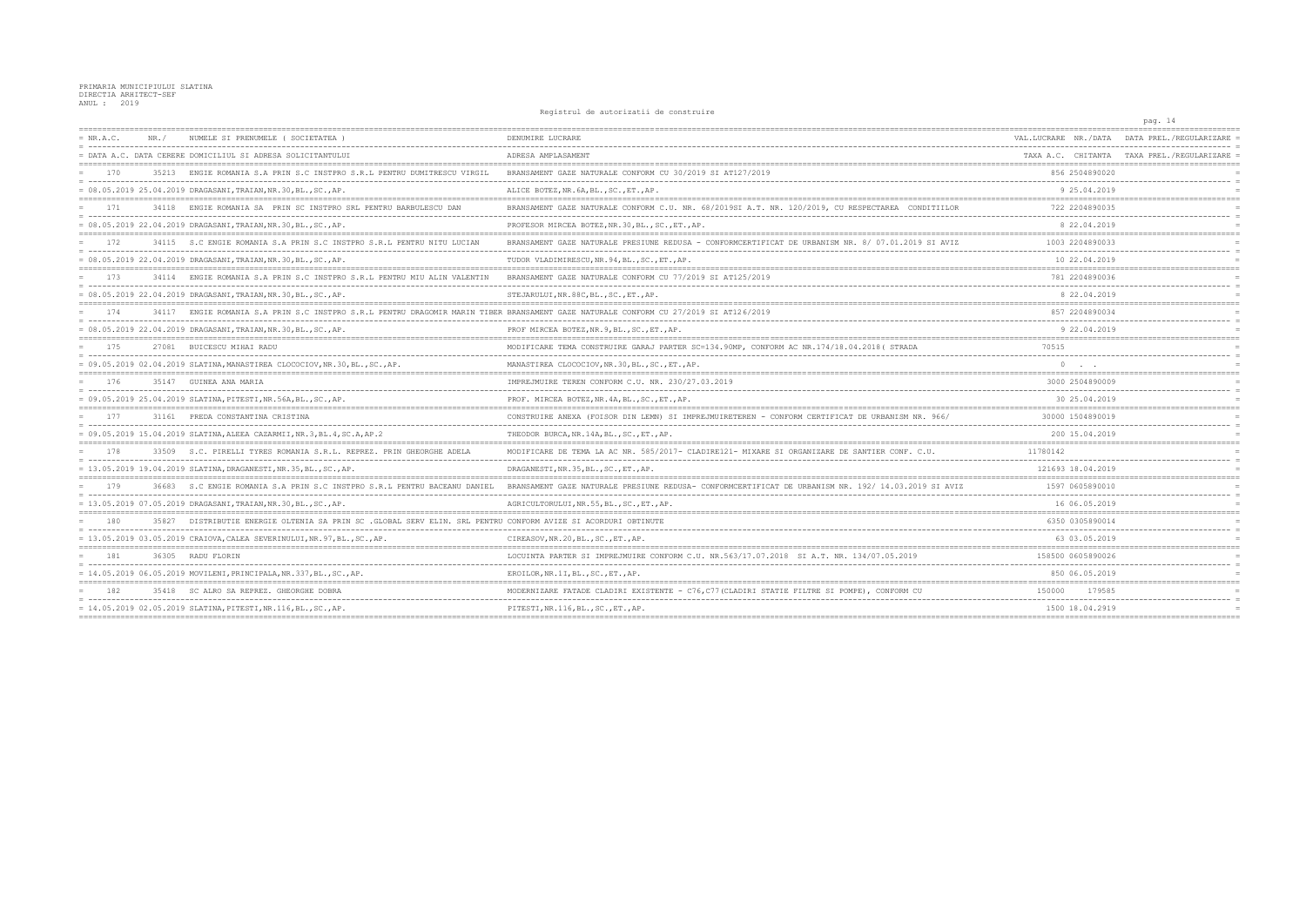PRIMARIA MUNICIPIULUI SLATINA
DIRECTIA ARHITECT-SEF
ANUL : 2019

Registrul de autorizatii de construire

| NR.A.C. / DATA A.C. | NR./ DATA CERERE | NUMELE SI PRENUMELE ( SOCIETATEA ) / DOMICILIUL SI ADRESA SOLICITANTULUI | DENUMIRE LUCRARE / ADRESA AMPLASAMENT | VAL.LUCRARE / TAXA A.C. | NR./DATA CHITANTA | DATA PREL./REGULARIZARE / TAXA PREL./REGULARIZARE |
|---|---|---|---|---|---|---|
| 170 | 35213 | ENGIE ROMANIA S.A PRIN S.C INSTPRO S.R.L PENTRU DUMITRESCU VIRGIL | BRANSAMENT GAZE NATURALE CONFORM CU 30/2019 SI AT127/2019 | 856 | 2504890020 | |
| 08.05.2019 | 25.04.2019 | DRAGASANI,TRAIAN,NR.30,BL.,SC.,AP. | ALICE BOTEZ,NR.6A,BL.,SC.,ET.,AP. | 9 | 25.04.2019 | |
| 171 | 34118 | ENGIE ROMANIA SA PRIN SC INSTPRO SRL PENTRU BARBULESCU DAN | BRANSAMENT GAZE NATURALE CONFORM C.U. NR. 68/2019SI A.T. NR. 120/2019, CU RESPECTAREA CONDITIILOR | 722 | 2204890035 | |
| 08.05.2019 | 22.04.2019 | DRAGASANI,TRAIAN,NR.30,BL.,SC.,AP. | PROFESOR MIRCEA BOTEZ,NR.30,BL.,SC.,ET.,AP. | 8 | 22.04.2019 | |
| 172 | 34115 | S.C ENGIE ROMANIA S.A PRIN S.C INSTPRO S.R.L PENTRU NITU LUCIAN | BRANSAMENT GAZE NATURALE PRESIUNE REDUSA - CONFORMCERTIFICAT DE URBANISM NR. 8/ 07.01.2019 SI AVIZ | 1003 | 2204890033 | |
| 08.05.2019 | 22.04.2019 | DRAGASANI,TRAIAN,NR.30,BL.,SC.,AP. | TUDOR VLADIMIRESCU,NR.94,BL.,SC.,ET.,AP. | 10 | 22.04.2019 | |
| 173 | 34114 | ENGIE ROMANIA S.A PRIN S.C INSTPRO S.R.L PENTRU MIU ALIN VALENTIN | BRANSAMENT GAZE NATURALE CONFORM CU 77/2019 SI AT125/2019 | 781 | 2204890036 | |
| 08.05.2019 | 22.04.2019 | DRAGASANI,TRAIAN,NR.30,BL.,SC.,AP. | STEJARULUI,NR.88C,BL.,SC.,ET.,AP. | 8 | 22.04.2019 | |
| 174 | 34117 | ENGIE ROMANIA S.A PRIN S.C INSTPRO S.R.L PENTRU DRAGOMIR MARIN TIBER | BRANSAMENT GAZE NATURALE CONFORM CU 27/2019 SI AT126/2019 | 857 | 2204890034 | |
| 08.05.2019 | 22.04.2019 | DRAGASANI,TRAIAN,NR.30,BL.,SC.,AP. | PROF MIRCEA BOTEZ,NR.9,BL.,SC.,ET.,AP. | 9 | 22.04.2019 | |
| 175 | 27081 | BUICESCU MIHAI RADU | MODIFICARE TEMA CONSTRUIRE GARAJ PARTER SC=134.90MP, CONFORM AC NR.174/18.04.2018( STRADA | 70515 | | |
| 09.05.2019 | 02.04.2019 | SLATINA,MANASTIREA CLOCOCIOV,NR.30,BL.,SC.,AP. | MANASTIREA CLOCOCIOV,NR.30,BL.,SC.,ET.,AP. | 0 | . . | |
| 176 | 35147 | GUINEA ANA MARIA | IMPREJMUIRE TEREN CONFORM C.U. NR. 230/27.03.2019 | 3000 | 2504890009 | |
| 09.05.2019 | 25.04.2019 | SLATINA,PITESTI,NR.56A,BL.,SC.,AP. | PROF. MIRCEA BOTEZ,NR.4A,BL.,SC.,ET.,AP. | 30 | 25.04.2019 | |
| 177 | 31161 | FREDA CONSTANTINA CRISTINA | CONSTRUIRE ANEXA (FOISOR DIN LEMN) SI IMPREJMUIRETEREN - CONFORM CERTIFICAT DE URBANISM NR. 966/ | 30000 | 1504890019 | |
| 09.05.2019 | 15.04.2019 | SLATINA,ALEEA CAZARMII,NR.3,BL.4,SC.A,AP.2 | THEODOR BURCA,NR.14A,BL.,SC.,ET.,AP. | 200 | 15.04.2019 | |
| 178 | 33509 | S.C. PIRELLI TYRES ROMANIA S.R.L. REPREZ. PRIN GHEORGHE ADELA | MODIFICARE DE TEMA LA AC NR. 585/2017- CLADIRE121- MIXARE SI ORGANIZARE DE SANTIER CONF. C.U. | 11780142 | | |
| 13.05.2019 | 19.04.2019 | SLATINA,DRAGANESTI,NR.35,BL.,SC.,AP. | DRAGANESTI,NR.35,BL.,SC.,ET.,AP. | 121693 | 18.04.2019 | |
| 179 | 36683 | S.C ENGIE ROMANIA S.A PRIN S.C INSTPRO S.R.L PENTRU BACEANU DANIEL | BRANSAMENT GAZE NATURALE PRESIUNE REDUSA- CONFORMCERTIFICAT DE URBANISM NR. 192/ 14.03.2019 SI AVIZ | 1597 | 0605890010 | |
| 13.05.2019 | 07.05.2019 | DRAGASANI,TRAIAN,NR.30,BL.,SC.,AP. | AGRICULTORULUI,NR.55,BL.,SC.,ET.,AP. | 16 | 06.05.2019 | |
| 180 | 35827 | DISTRIBUTIE ENERGIE OLTENIA SA PRIN SC .GLOBAL SERV ELIN. SRL PENTRU | CONFORM AVIZE SI ACORDURI OBTINUTE | 6350 | 0305890014 | |
| 13.05.2019 | 03.05.2019 | CRAIOVA,CALEA SEVERINULUI,NR.97,BL.,SC.,AP. | CIREASOV,NR.20,BL.,SC.,ET.,AP. | 63 | 03.05.2019 | |
| 181 | 36305 | RADU FLORIN | LOCUINTA PARTER SI IMPREJMUIRE CONFORM C.U. NR.563/17.07.2018 SI A.T. NR. 134/07.05.2019 | 158500 | 0605890026 | |
| 14.05.2019 | 06.05.2019 | MOVILENI,PRINCIPALA,NR.337,BL.,SC.,AP. | EROILOR,NR.11,BL.,SC.,ET.,AP. | 850 | 06.05.2019 | |
| 182 | 35418 | SC ALRO SA REPREZ. GHEORGHE DOBRA | MODERNIZARE FATADE CLADIRI EXISTENTE - C76,C77(CLADIRI STATIE FILTRE SI POMPE), CONFORM CU | 150000 | 179585 | |
| 14.05.2019 | 02.05.2019 | SLATINA,PITESTI,NR.116,BL.,SC.,AP. | PITESTI,NR.116,BL.,SC.,ET.,AP. | 1500 | 18.04.2919 | |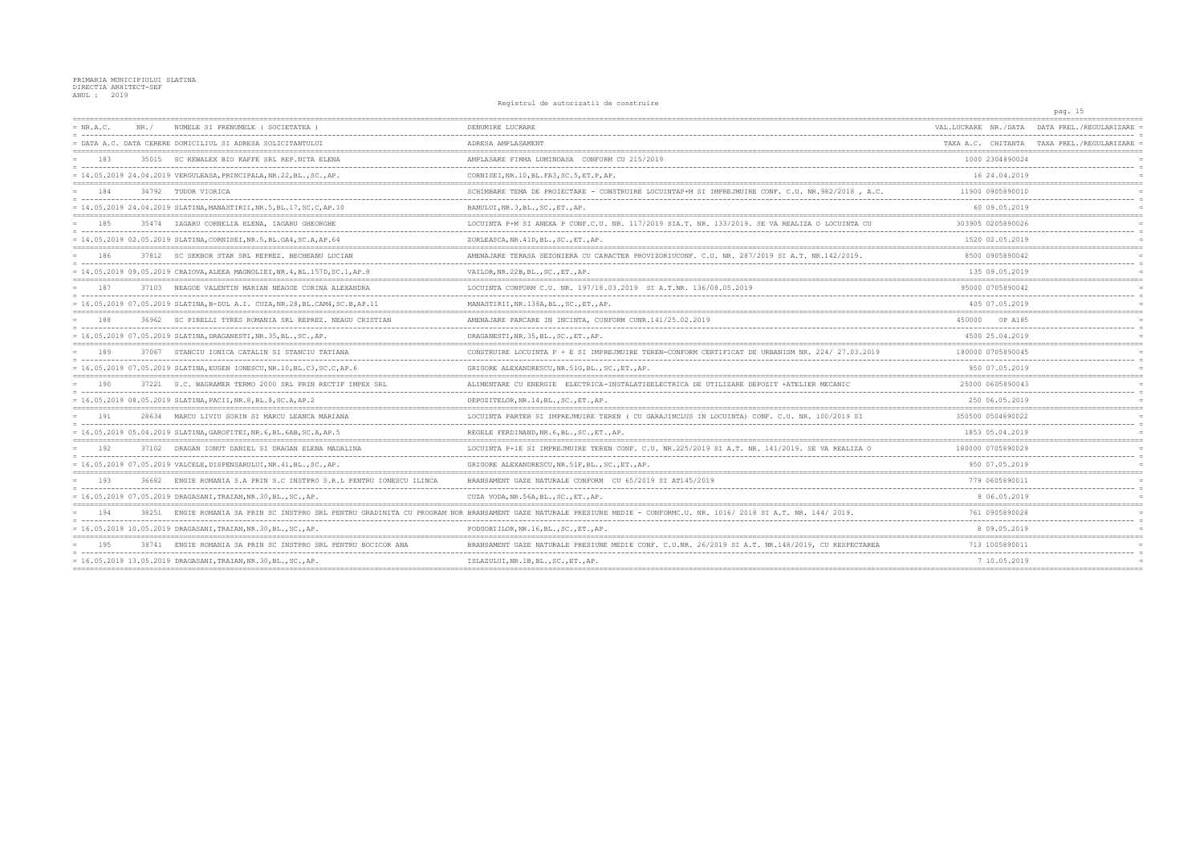PRIMARIA MUNICIPIULUI SLATINA
DIRECTIA ARHITECT-SEF
ANUL : 2019

Registrul de autorizatii de construire

| NR.A.C. / DATA A.C. | NR. / DATA CERERE | NUMELE SI PRENUMELE ( SOCIETATEA ) / DOMICILIUL SI ADRESA SOLICITANTULUI | DENUMIRE LUCRARE / ADRESA AMPLASAMENT | VAL.LUCRARE / TAXA A.C. | NR./DATA / CHITANTA | DATA PREL./REGULARIZARE / TAXA PREL./REGULARIZARE |
|---|---|---|---|---|---|---|
| 183 | 35015 | SC KEWALEX BIO KAFFE SRL REP.NITA ELENA | AMPLASARE FIRMA LUMINOASA CONFORM CU 215/2019 | 1000 | 2304890024 | |
| 14.05.2019 | 24.04.2019 | VERGULEASA,PRINCIPALA,NR.22,BL.,SC.,AP. | CORNISEI,NR.10,BL.FA3,SC.5,ET.P,AP. | 16 | 24.04.2019 | |
| 184 | 34792 | TUDOR VIORICA | SCHIMBARE TEMA DE PROIECTARE - CONSTRUIRE LOCUINTAP+M SI IMPREJMUIRE CONF. C.U. NR.982/2018 , A.C. | 11900 | 0905890010 | |
| 14.05.2019 | 24.04.2019 | SLATINA,MANASTIRII,NR.5,BL.17,SC.C,AP.10 | BANULUI,NR.3,BL.,SC.,ET.,AP. | 60 | 09.05.2019 | |
| 185 | 35474 | IAGARU CORNELIA ELENA, IAGARU GHEORGHE | LOCUINTA P+M SI ANEXA P CONF.C.U. NR. 117/2019 SIA.T. NR. 133/2019. SE VA REALIZA O LOCUINTA CU | 303905 | 0205890026 | |
| 14.05.2019 | 02.05.2019 | SLATINA,CORNISEI,NR.5,BL.GA4,SC.A,AP.64 | ZORLEASCA,NR.41D,BL.,SC.,ET.,AP. | 1520 | 02.05.2019 | |
| 186 | 37812 | SC SEKBOR STAR SRL REPREZ. BECHEANU LUCIAN | AMENAJARE TERASA SEZONIERA CU CARACTER PROVIZORIUCONF. C.U. NR. 287/2019 SI A.T. NR.142/2019. | 8500 | 0905890042 | |
| 14.05.2019 | 09.05.2019 | CRAIOVA,ALEEA MAGNOLIEI,NR.4,BL.157D,SC.1,AP.8 | VAILOR,NR.22B,BL.,SC.,ET.,AP. | 135 | 09.05.2019 | |
| 187 | 37103 | NEAGOE VALENTIN MARIAN NEAGOE CORINA ALEXANDRA | LOCUINTA CONFORM C.U. NR. 197/18.03.2019 SI A.T.NR. 136/08.05.2019 | 95000 | 0705890042 | |
| 16.05.2019 | 07.05.2019 | SLATINA,B-DUL A.I. CUZA,NR.28,BL.CAM4,SC.B,AP.11 | MANASTIRII,NR.138A,BL.,SC.,ET.,AP. | 405 | 07.05.2019 | |
| 188 | 36962 | SC PIRELLI TYRES ROMANIA SRL REPREZ. NEAGU CRISTIAN | AMENAJARE PARCARE IN INCINTA, CONFORM CUNR.141/25.02.2019 | 450000 | OP A185 | |
| 16.05.2019 | 07.05.2019 | SLATINA,DRAGANESTI,NR.35,BL.,SC.,AP. | DRAGANESTI,NR.35,BL.,SC.,ET.,AP. | 4500 | 25.04.2019 | |
| 189 | 37067 | STANCIU IONICA CATALIN SI STANCIU TATIANA | CONSTRUIRE LOCUITA P + E SI IMPREJMUIRE TEREN-CONFORM CERTIFICAT DE URBANISM NR. 224/ 27.03.2019 | 180000 | 0705890045 | |
| 16.05.2019 | 07.05.2019 | SLATINA,EUGEN IONESCU,NR.10,BL.C3,SC.C,AP.6 | GRIGORE ALEXANDRESCU,NR.51G,BL.,SC.,ET.,AP. | 950 | 07.05.2019 | |
| 190 | 37221 | S.C. WAGRAMER TERMO 2000 SRL PRIN RECTIF IMPEX SRL | ALIMENTARE CU ENERGIE ELECTRICA-INSTALATIEELECTRICA DE UTILIZARE DEPOZIT +ATELIER MECANIC | 25000 | 0605890043 | |
| 16.05.2019 | 08.05.2019 | SLATINA,PACII,NR.8,BL.8,SC.A,AP.2 | DEPOZITELOR,NR.14,BL.,SC.,ET.,AP. | 250 | 06.05.2019 | |
| 191 | 28634 | MARCU LIVIU SORIN SI MARCU LEANCA MARIANA | LOCUINTA PARTER SI IMPREJMUIRE TEREN ( CU GARAJINCLUS IN LOCUINTA) CONF. C.U. NR. 100/2019 SI | 350500 | 0504890022 | |
| 16.05.2019 | 05.04.2019 | SLATINA,GAROFITEI,NR.6,BL.6AB,SC.A,AP.5 | REGELE FERDINAND,NR.6,BL.,SC.,ET.,AP. | 1853 | 05.04.2019 | |
| 192 | 37102 | DRAGAN IONUT DANIEL SI DRAGAN ELENA MADALINA | LOCUINTA P+1E SI IMPREJMUIRE TEREN CONF. C.U. NR.225/2019 SI A.T. NR. 141/2019. SE VA REALIZA O | 180000 | 0705890029 | |
| 16.05.2019 | 07.05.2019 | VALCELE,DISPENSARULUI,NR.41,BL.,SC.,AP. | GRIGORE ALEXANDRESCU,NR.51F,BL.,SC.,ET.,AP. | 950 | 07.05.2019 | |
| 193 | 36682 | ENGIE ROMANIA S.A PRIN S.C INSTPRO S.R.L PENTRU IONESCU ILINCA | BRANSAMENT GAZE NATURALE CONFORM CU 65/2019 SI AT145/2019 | 779 | 0605890011 | |
| 16.05.2019 | 07.05.2019 | DRAGASANI,TRAIAN,NR.30,BL.,SC.,AP. | CUZA VODA,NR.56A,BL.,SC.,ET.,AP. | 8 | 06.05.2019 | |
| 194 | 38251 | ENGIE ROMANIA SA PRIN SC INSTPRO SRL PENTRU GRADINITA CU PROGRAM NOR | BRANSAMENT GAZE NATURALE PRESIUNE MEDIE - CONFORMC.U. NR. 1016/ 2018 SI A.T. NR. 144/ 2019. | 761 | 0905890028 | |
| 16.05.2019 | 10.05.2019 | DRAGASANI,TRAIAN,NR.30,BL.,SC.,AP. | PODGORIILOR,NR.16,BL.,SC.,ET.,AP. | 8 | 09.05.2019 | |
| 195 | 38741 | ENGIE ROMANIA SA PRIN SC INSTPRO SRL PENTRU BOCICOR ANA | BRANSAMENT GAZE NATURALE PRESIUNE MEDIE CONF. C.U.NR. 26/2019 SI A.T. NR.148/2019, CU RESPECTAREA | 713 | 1005890011 | |
| 16.05.2019 | 13.05.2019 | DRAGASANI,TRAIAN,NR.30,BL.,SC.,AP. | ISLAZULUI,NR.1B,BL.,SC.,ET.,AP. | 7 | 10.05.2019 | |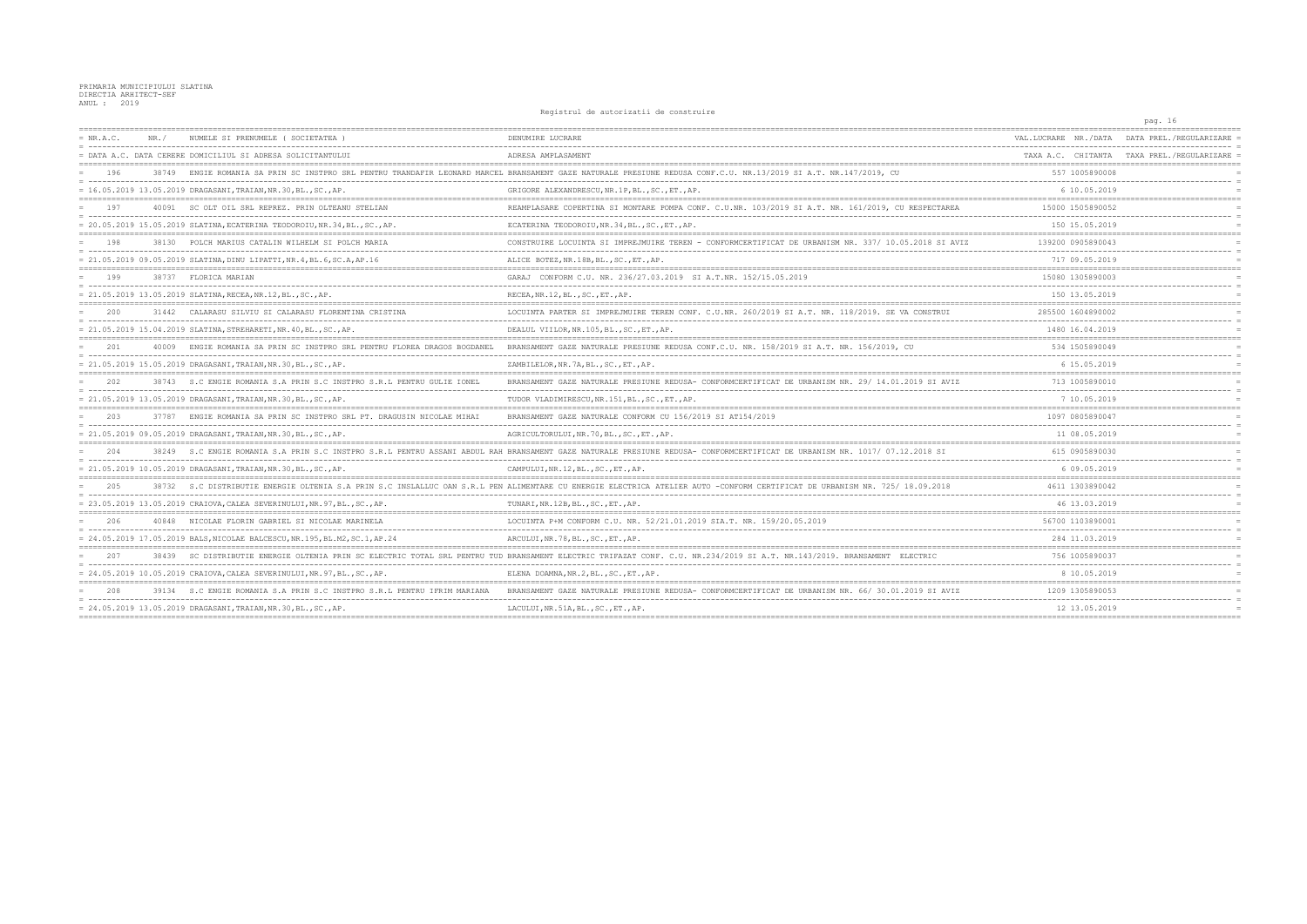PRIMARIA MUNICIPIULUI SLATINA
DIRECTIA ARHITECT-SEF
ANUL : 2019

Registrul de autorizatii de construire

| NR.A.C. / DATA A.C. | NR./ DATA CERERE | NUMELE SI PRENUMELE ( SOCIETATEA ) / DOMICILIUL SI ADRESA SOLICITANTULUI | DENUMIRE LUCRARE / ADRESA AMPLASAMENT | VAL.LUCRARE / TAXA A.C. | NR./DATA CHITANTA | DATA PREL./REGULARIZARE / TAXA PREL./REGULARIZARE |
|---|---|---|---|---|---|---|
| 196 | 38749 | ENGIE ROMANIA SA PRIN SC INSTPRO SRL PENTRU TRANDAFIR LEONARD MARCEL | BRANSAMENT GAZE NATURALE PRESIUNE REDUSA CONF.C.U. NR.13/2019 SI A.T. NR.147/2019, CU | 557 | 1005890008 | |
| 16.05.2019 | 13.05.2019 | DRAGASANI,TRAIAN,NR.30,BL.,SC.,AP. | GRIGORE ALEXANDRESCU,NR.1F,BL.,SC.,ET.,AP. | 6 | 10.05.2019 | |
| 197 | 40091 | SC OLT OIL SRL REPREZ. PRIN OLTEANU STELIAN | REAMPLASARE COPERTINA SI MONTARE POMPA CONF. C.U.NR. 103/2019 SI A.T. NR. 161/2019, CU RESPECTAREA | 15000 | 1505890052 | |
| 20.05.2019 | 15.05.2019 | SLATINA,ECATERINA TEODOROIU,NR.34,BL.,SC.,AP. | ECATERINA TEODOROIU,NR.34,BL.,SC.,ET.,AP. | 150 | 15.05.2019 | |
| 198 | 38130 | POLCH MARIUS CATALIN WILHELM SI POLCH MARIA | CONSTRUIRE LOCUINTA SI IMPREJMUIRE TEREN - CONFORMCERTIFICAT DE URBANISM NR. 337/ 10.05.2018 SI AVIZ | 139200 | 0905890043 | |
| 21.05.2019 | 09.05.2019 | SLATINA,DINU LIPATTI,NR.4,BL.6,SC.A,AP.16 | ALICE BOTEZ,NR.18B,BL.,SC.,ET.,AP. | 717 | 09.05.2019 | |
| 199 | 38737 | FLORICA MARIAN | GARAJ CONFORM C.U. NR. 236/27.03.2019 SI A.T.NR. 152/15.05.2019 | 15080 | 1305890003 | |
| 21.05.2019 | 13.05.2019 | SLATINA,RECEA,NR.12,BL.,SC.,AP. | RECEA,NR.12,BL.,SC.,ET.,AP. | 150 | 13.05.2019 | |
| 200 | 31442 | CALARASU SILVIU SI CALARASU FLORENTINA CRISTINA | LOCUINTA PARTER SI IMPREJMUIRE TEREN CONF. C.U.NR. 260/2019 SI A.T. NR. 118/2019. SE VA CONSTRUI | 285500 | 1604890002 | |
| 21.05.2019 | 15.04.2019 | SLATINA,STREHARETI,NR.40,BL.,SC.,AP. | DEALUL VIILOR,NR.105,BL.,SC.,ET.,AP. | 1480 | 16.04.2019 | |
| 201 | 40009 | ENGIE ROMANIA SA PRIN SC INSTPRO SRL PENTRU FLOREA DRAGOS BOGDANEL | BRANSAMENT GAZE NATURALE PRESIUNE REDUSA CONF.C.U. NR. 158/2019 SI A.T. NR. 156/2019, CU | 534 | 1505890049 | |
| 21.05.2019 | 15.05.2019 | DRAGASANI,TRAIAN,NR.30,BL.,SC.,AP. | ZAMBILELOR,NR.7A,BL.,SC.,ET.,AP. | 6 | 15.05.2019 | |
| 202 | 38743 | S.C ENGIE ROMANIA S.A PRIN S.C INSTPRO S.R.L PENTRU GULIE IONEL | BRANSAMENT GAZE NATURALE PRESIUNE REDUSA- CONFORMCERTIFICAT DE URBANISM NR. 29/ 14.01.2019 SI AVIZ | 713 | 1005890010 | |
| 21.05.2019 | 13.05.2019 | DRAGASANI,TRAIAN,NR.30,BL.,SC.,AP. | TUDOR VLADIMIRESCU,NR.151,BL.,SC.,ET.,AP. | 7 | 10.05.2019 | |
| 203 | 37787 | ENGIE ROMANIA SA PRIN SC INSTPRO SRL PT. DRAGUSIN NICOLAE MIHAI | BRANSAMENT GAZE NATURALE CONFORM CU 156/2019 SI AT154/2019 | 1097 | 0805890047 | |
| 21.05.2019 | 09.05.2019 | DRAGASANI,TRAIAN,NR.30,BL.,SC.,AP. | AGRICULTORULUI,NR.70,BL.,SC.,ET.,AP. | 11 | 08.05.2019 | |
| 204 | 38249 | S.C ENGIE ROMANIA S.A PRIN S.C INSTPRO S.R.L PENTRU ASSANI ABDUL RAH | BRANSAMENT GAZE NATURALE PRESIUNE REDUSA- CONFORMCERTIFICAT DE URBANISM NR. 1017/ 07.12.2018 SI | 615 | 0905890030 | |
| 21.05.2019 | 10.05.2019 | DRAGASANI,TRAIAN,NR.30,BL.,SC.,AP. | CAMPULUI,NR.12,BL.,SC.,ET.,AP. | 6 | 09.05.2019 | |
| 205 | 38732 | S.C DISTRIBUTIE ENERGIE OLTENIA S.A PRIN S.C INSLALUC OAN S.R.L PEN | ALIMENTARE CU ENERGIE ELECTRICA ATELIER AUTO -CONFORM CERTIFICAT DE URBANISM NR. 725/ 18.09.2018 | 4611 | 1303890042 | |
| 23.05.2019 | 13.05.2019 | CRAIOVA,CALEA SEVERINULUI,NR.97,BL.,SC.,AP. | TUNARI,NR.12B,BL.,SC.,ET.,AP. | 46 | 13.03.2019 | |
| 206 | 40848 | NICOLAE FLORIN GABRIEL SI NICOLAE MARINELA | LOCUINTA P+M CONFORM C.U. NR. 52/21.01.2019 SIA.T. NR. 159/20.05.2019 | 56700 | 1103890001 | |
| 24.05.2019 | 17.05.2019 | BALS,NICOLAE BALCESCU,NR.195,BL.M2,SC.1,AP.24 | ARCULUI,NR.78,BL.,SC.,ET.,AP. | 284 | 11.03.2019 | |
| 207 | 38439 | SC DISTRIBUTIE ENERGIE OLTENIA PRIN SC ELECTRIC TOTAL SRL PENTRU TUD | BRANSAMENT ELECTRIC TRIFAZAT CONF. C.U. NR.234/2019 SI A.T. NR.143/2019. BRANSAMENT ELECTRIC | 756 | 1005890037 | |
| 24.05.2019 | 10.05.2019 | CRAIOVA,CALEA SEVERINULUI,NR.97,BL.,SC.,AP. | ELENA DOAMNA,NR.2,BL.,SC.,ET.,AP. | 8 | 10.05.2019 | |
| 208 | 39134 | S.C ENGIE ROMANIA S.A PRIN S.C INSTPRO S.R.L PENTRU IFRIM MARIANA | BRANSAMENT GAZE NATURALE PRESIUNE REDUSA- CONFORMCERTIFICAT DE URBANISM NR. 66/ 30.01.2019 SI AVIZ | 1209 | 1305890053 | |
| 24.05.2019 | 13.05.2019 | DRAGASANI,TRAIAN,NR.30,BL.,SC.,AP. | LACULUI,NR.51A,BL.,SC.,ET.,AP. | 12 | 13.05.2019 | |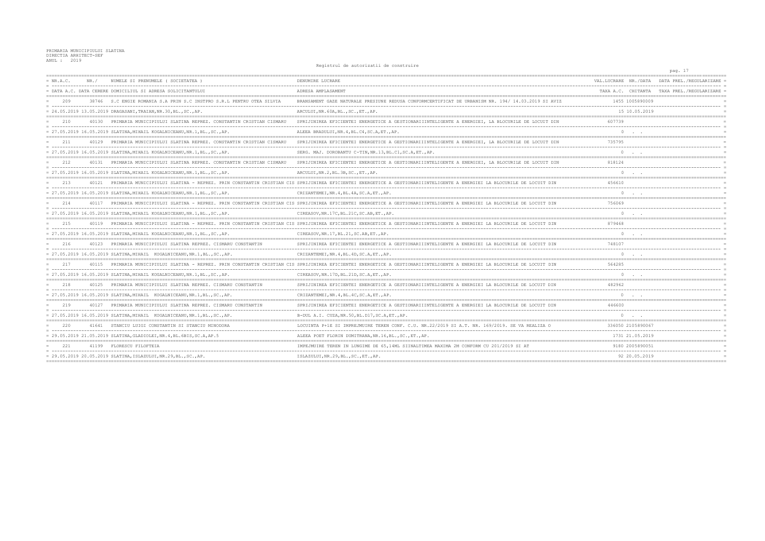PRIMARIA MUNICIPIULUI SLATINA
DIRECTIA ARHITECT-SEF
ANUL : 2019

Registrul de autorizatii de construire

| NR.A.C. / DATA A.C. | NR./ DATA CERERE | NUMELE SI PRENUMELE ( SOCIETATEA ) / DOMICILIUL SI ADRESA SOLICITANTULUI | DENUMIRE LUCRARE / ADRESA AMPLASAMENT | VAL.LUCRARE / TAXA A.C. | NR./DATA CHITANTA | DATA PREL./REGULARIZARE / TAXA PREL./REGULARIZARE |
|---|---|---|---|---|---|---|
| 209 | 38746 | S.C ENGIE ROMANIA S.A PRIN S.C INSTPRO S.R.L PENTRU OTEA SILVIA | BRANSAMENT GAZE NATURALE PRESIUNE REDUSA CONFORMCERTIFICAT DE URBANISM NR. 194/ 14.03.2019 SI AVIZ | 1455 | 1005890009 | |
| 24.05.2019 | 13.05.2019 | DRAGASANI,TRAIAN,NR.30,BL.,SC.,AP. | ARCULUI,NR.60A,BL.,SC.,ET.,AP. | 15 | 10.05.2019 | |
| 210 | 40130 | PRIMARIA MUNICIPIULUI SLATINA REPREZ. CONSTANTIN CRISTIAN CISMARU | SPRIJINIREA EFICIENTEI ENERGETICE A GESTIONARIIINTELIGENTE A ENERGIEI, LA BLOCURILE DE LOCUIT DIN | 607739 | | |
| 27.05.2019 | 16.05.2019 | SLATINA,MIHAIL KOGALNICEANU,NR.1,BL.,SC.,AP. | ALEEA BRADULUI,NR.4,BL.C4,SC.A,ET.,AP. | 0 | . . | |
| 211 | 40129 | PRIMARIA MUNICIPIULUI SLATINA REPREZ. CONSTANTIN CRISTIAN CISMARU | SPRIJINIREA EFICIENTEI ENERGETICE A GESTIONARIIINTELIGENTE A ENERGIEI, LA BLOCURILE DE LOCUIT DIN | 735795 | | |
| 27.05.2019 | 16.05.2019 | SLATINA,MIHAIL KOGALNICEANU,NR.1,BL.,SC.,AP. | SERG. MAJ. DOROBANTU C-TIN,NR.13,BL.C1,SC.A,ET.,AP. | 0 | . . | |
| 212 | 40131 | PRIMARIA MUNICIPIULUI SLATINA REPREZ. CONSTANTIN CRISTIAN CISMARU | SPRIJINIREA EFICIENTEI ENERGETICE A GESTIONARIIINTELIGENTE A ENERGIEI, LA BLOCURILE DE LOCUIT DIN | 818124 | | |
| 27.05.2019 | 16.05.2019 | SLATINA,MIHAIL KOGALNICEANU,NR.1,BL.,SC.,AP. | ARCULUI,NR.2,BL.3B,SC.,ET.,AP. | 0 | . . | |
| 213 | 40121 | PRIMARIA MUNICIPIULUI SLATINA - REPREZ. PRIN CONSTANTIN CRISTIAN CIS | SPRIJINIREA EFICIENTEI ENERGETICE A GESTIONARIIINTELIGENTE A ENERGIEI LA BLOCURILE DE LOCUIT DIN | 456610 | | |
| 27.05.2019 | 16.05.2019 | SLATINA,MIHAIL KOGALNICEANU,NR.1,BL.,SC.,AP. | CRIZANTEMEI,NR.4,BL.4A,SC.A,ET.,AP. | 0 | . . | |
| 214 | 40117 | PRIMARIA MUNICIPIULUI SLATINA - REPREZ. PRIN CONSTANTIN CRISTIAN CIS | SPRIJINIREA EFICIENTEI ENERGETICE A GESTIONARIIINTELIGENTE A ENERGIEI LA BLOCURILE DE LOCUIT DIN | 756069 | | |
| 27.05.2019 | 16.05.2019 | SLATINA,MIHAIL KOGALNICEANU,NR.1,BL.,SC.,AP. | CIREASOV,NR.17C,BL.21C,SC.AB,ET.,AP. | 0 | . . | |
| 215 | 40119 | PRIMARIA MUNICIPIULUI SLATINA - REPREZ. PRIN CONSTANTIN CRISTIAN CIS | SPRIJINIREA EFICIENTEI ENERGETICE A GESTIONARIIINTELIGENTE A ENERGIEI LA BLOCURILE DE LOCUIT DIN | 879468 | | |
| 27.05.2019 | 16.05.2019 | SLATINA,MIHAIL KOGALNICEANU,NR.1,BL.,SC.,AP. | CIREASOV,NR.17,BL.21,SC.AB,ET.,AP. | 0 | . . | |
| 216 | 40123 | PRIMARIA MUNICIPIULUI SLATINA REPREZ. CISMARU CONSTANTIN | SPRIJINIREA EFICIENTEI ENERGETICE A GESTIONARIIINTELIGENTE A ENERGIEI LA BLOCURILE DE LOCUIT DIN | 748107 | | |
| 27.05.2019 | 16.05.2019 | SLATINA,MIHAIL KOGALNICEANU,NR.1,BL.,SC.,AP. | CRIZANTEMEI,NR.4,BL.4D,SC.A,ET.,AP. | 0 | . . | |
| 217 | 40115 | PRIMARIA MUNICIPIULUI SLATINA - REPREZ. PRIN CONSTANTIN CRISTIAN CIS | SPRIJINIREA EFICIENTEI ENERGETICE A GESTIONARIIINTELIGENTE A ENERGIEI LA BLOCURILE DE LOCUIT DIN | 564285 | | |
| 27.05.2019 | 16.05.2019 | SLATINA,MIHAIL KOGALNICEANU,NR.1,BL.,SC.,AP. | CIREASOV,NR.17D,BL.21D,SC.A,ET.,AP. | 0 | . . | |
| 218 | 40125 | PRIMARIA MUNICIPIULUI SLATINA REPREZ. CISMARU CONSTANTIN | SPRIJINIREA EFICIENTEI ENERGETICE A GESTIONARIIINTELIGENTE A ENERGIEI LA BLOCURILE DE LOCUIT DIN | 482962 | | |
| 27.05.2019 | 16.05.2019 | SLATINA,MIHAIL KOGALNICEANU,NR.1,BL.,SC.,AP. | CRIZANTEMEI,NR.4,BL.4C,SC.A,ET.,AP. | 0 | . . | |
| 219 | 40127 | PRIMARIA MUNICIPIULUI SLATINA REPREZ. CISMARU CONSTANTIN | SPRIJINIREA EFICIENTEI ENERGETICE A GESTIONARIIINTELIGENTE A ENERGIEI LA BLOCURILE DE LOCUIT DIN | 446600 | | |
| 27.05.2019 | 16.05.2019 | SLATINA,MIHAIL KOGALNICEANU,NR.1,BL.,SC.,AP. | B-DUL A.I. CUZA,NR.50,BL.D17,SC.A,ET.,AP. | 0 | . . | |
| 220 | 41641 | STANCIU LUIGI CONSTANTIN SI STANCIU MINODORA | LOCUINTA P+1E SI IMPREJMUIRE TEREN CONF. C.U. NR.22/2019 SI A.T. NR. 169/2019. SE VA REALIZA O | 336050 | 2105890067 | |
| 29.05.2019 | 21.05.2019 | SLATINA,GLADIOLEI,NR.4,BL.6BIS,SC.A,AP.5 | ALEEA POET FLORIN DUMITRANA,NR.16,BL.,SC.,ET.,AP. | 1731 | 21.05.2019 | |
| 221 | 41199 | FLORESCU FILOFTEIA | IMPEJMUIRE TEREN IN LUNGIME DE 65,14ML SIINALTIMEA MAXIMA 2M CONFORM CU 201/2019 SI AT | 9180 | 2005890051 | |
| 29.05.2019 | 20.05.2019 | SLATINA,ISLAZULUI,NR.29,BL.,SC.,AP. | ISLAZULUI,NR.29,BL.,SC.,ET.,AP. | 92 | 20.05.2019 | |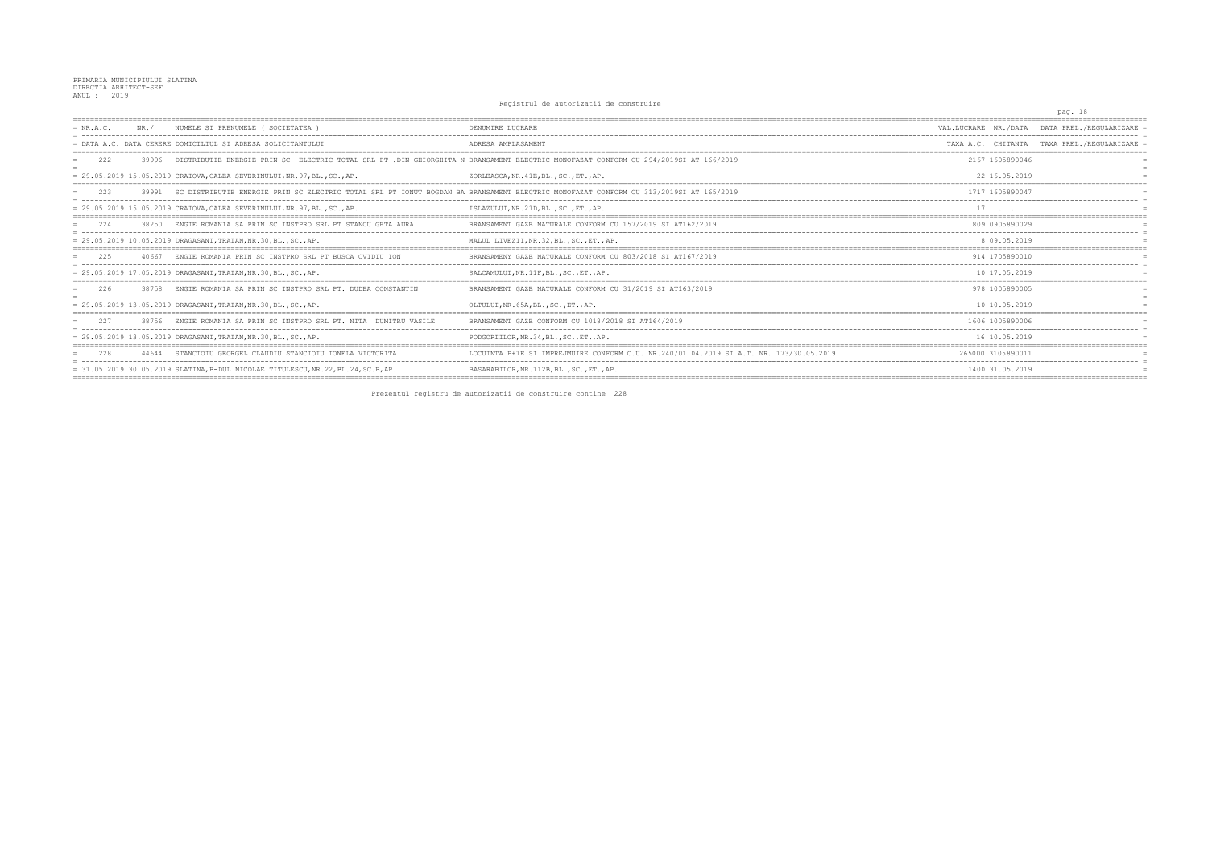PRIMARIA MUNICIPIULUI SLATINA
DIRECTIA ARHITECT-SEF
ANUL : 2019

Registrul de autorizatii de construire

| NR.A.C. / DATA A.C. | NR. / DATA CERERE | NUMELE SI PRENUMELE ( SOCIETATEA ) / DOMICILIUL SI ADRESA SOLICITANTULUI | DENUMIRE LUCRARE / ADRESA AMPLASAMENT | VAL.LUCRARE / TAXA A.C. | NR./DATA CHITANTA | DATA PREL./REGULARIZARE / TAXA PREL./REGULARIZARE |
|---|---|---|---|---|---|---|
| 222 | 39996 | DISTRIBUTIE ENERGIE PRIN SC ELECTRIC TOTAL SRL PT .DIN GHIORGHITA N | BRANSAMENT ELECTRIC MONOFAZAT CONFORM CU 294/2019SI AT 166/2019 | 2167 | 1605890046 | |
| 29.05.2019 | 15.05.2019 | CRAIOVA,CALEA SEVERINULUI,NR.97,BL.,SC.,AP. | ZORLEASCA,NR.41E,BL.,SC.,ET.,AP. | 22 | 16.05.2019 | |
| 223 | 39991 | SC DISTRIBUTIE ENERGIE PRIN SC ELECTRIC TOTAL SRL PT IONUT BOGDAN BA | BRANSAMENT ELECTRIC MONOFAZAT CONFORM CU 313/2019SI AT 165/2019 | 1717 | 1605890047 | |
| 29.05.2019 | 15.05.2019 | CRAIOVA,CALEA SEVERINULUI,NR.97,BL.,SC.,AP. | ISLAZULUI,NR.21D,BL.,SC.,ET.,AP. | 17 | . . | |
| 224 | 38250 | ENGIE ROMANIA SA PRIN SC INSTPRO SRL PT STANCU GETA AURA | BRANSAMENT GAZE NATURALE CONFORM CU 157/2019 SI AT162/2019 | 809 | 0905890029 | |
| 29.05.2019 | 10.05.2019 | DRAGASANI,TRAIAN,NR.30,BL.,SC.,AP. | MALUL LIVEZII,NR.32,BL.,SC.,ET.,AP. | 8 | 09.05.2019 | |
| 225 | 40667 | ENGIE ROMANIA PRIN SC INSTPRO SRL PT BUSCA OVIDIU ION | BRANSAMENY GAZE NATURALE CONFORM CU 803/2018 SI AT167/2019 | 914 | 1705890010 | |
| 29.05.2019 | 17.05.2019 | DRAGASANI,TRAIAN,NR.30,BL.,SC.,AP. | SALCAMULUI,NR.11F,BL.,SC.,ET.,AP. | 10 | 17.05.2019 | |
| 226 | 38758 | ENGIE ROMANIA SA PRIN SC INSTPRO SRL PT. DUDEA CONSTANTIN | BRANSAMENT GAZE NATURALE CONFORM CU 31/2019 SI AT163/2019 | 978 | 1005890005 | |
| 29.05.2019 | 13.05.2019 | DRAGASANI,TRAIAN,NR.30,BL.,SC.,AP. | OLTULUI,NR.65A,BL.,SC.,ET.,AP. | 10 | 10.05.2019 | |
| 227 | 38756 | ENGIE ROMANIA SA PRIN SC INSTPRO SRL PT. NITA DUMITRU VASILE | BRANSAMENT GAZE CONFORM CU 1018/2018 SI AT164/2019 | 1606 | 1005890006 | |
| 29.05.2019 | 13.05.2019 | DRAGASANI,TRAIAN,NR.30,BL.,SC.,AP. | PODGORIILOR,NR.34,BL.,SC.,ET.,AP. | 16 | 10.05.2019 | |
| 228 | 44644 | STANCIOIU GEORGEL CLAUDIU STANCIOIU IONELA VICTORITA | LOCUINTA P+1E SI IMPREJMUIRE CONFORM C.U. NR.240/01.04.2019 SI A.T. NR. 173/30.05.2019 | 265000 | 3105890011 | |
| 31.05.2019 | 30.05.2019 | SLATINA,B-DUL NICOLAE TITULESCU,NR.22,BL.24,SC.B,AP. | BASARABILOR,NR.112B,BL.,SC.,ET.,AP. | 1400 | 31.05.2019 | |

Prezentul registru de autorizatii de construire contine 228